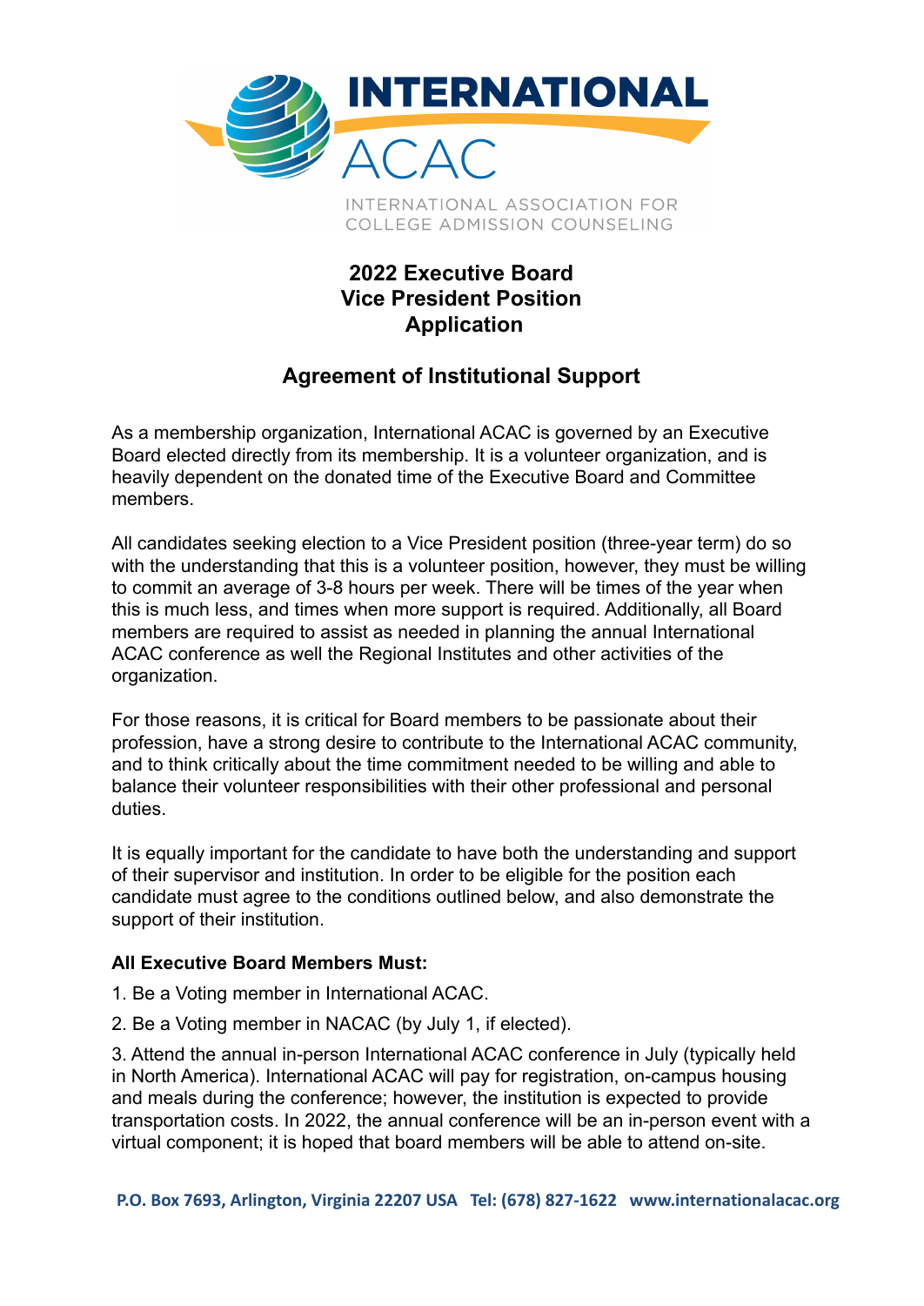INTERNATIONAL ACAC

INTERNATIONAL ASSOCIATION FOR COLLEGE ADMISSION COUNSELING

# 2022 Executive Board Vice President Position Application

## Agreement of Institutional Support

As a membership organization, International ACAC is governed by an Executive Board elected directly from its membership. It is a volunteer organization, and is heavily dependent on the donated time of the Executive Board and Committee members.

All candidates seeking election to a Vice President position (three-year term) do so with the understanding that this is a volunteer position, however, they must be willing to commit an average of 3-8 hours per week. There will be times of the year when this is much less, and times when more support is required. Additionally, all Board members are required to assist as needed in planning the annual International ACAC conference as well the Regional Institutes and other activities of the organization.

For those reasons, it is critical for Board members to be passionate about their profession, have a strong desire to contribute to the International ACAC community, and to think critically about the time commitment needed to be willing and able to balance their volunteer responsibilities with their other professional and personal duties.

It is equally important for the candidate to have both the understanding and support of their supervisor and institution. In order to be eligible for the position each candidate must agree to the conditions outlined below, and also demonstrate the support of their institution.

**All Executive Board Members Must:**

1. Be a Voting member in International ACAC.
2. Be a Voting member in NACAC (by July 1, if elected).
3. Attend the annual in-person International ACAC conference in July (typically held in North America). International ACAC will pay for registration, on-campus housing and meals during the conference; however, the institution is expected to provide transportation costs. In 2022, the annual conference will be an in-person event with a virtual component; it is hoped that board members will be able to attend on-site.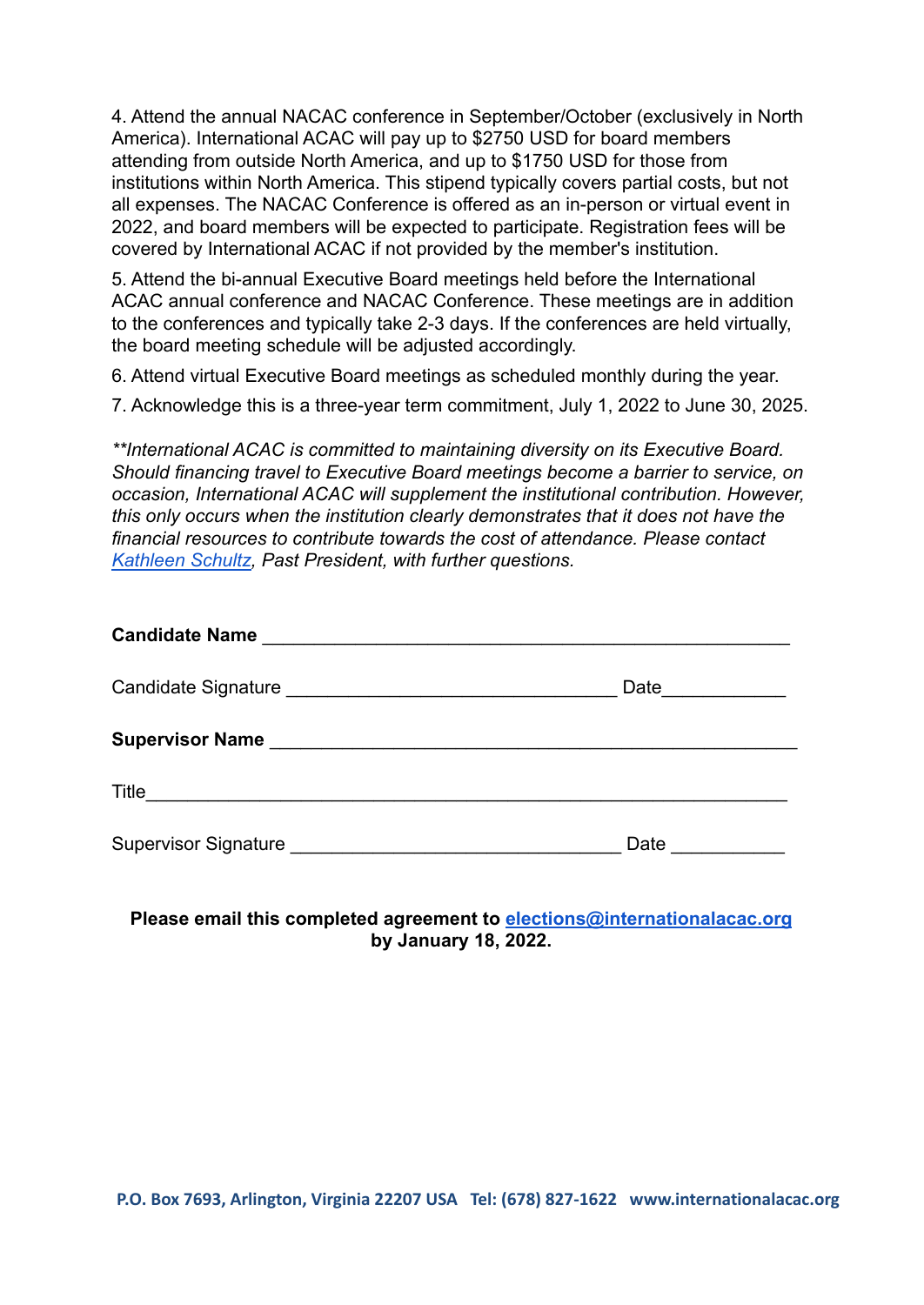4. Attend the annual NACAC conference in September/October (exclusively in North America). International ACAC will pay up to $2750 USD for board members attending from outside North America, and up to $1750 USD for those from institutions within North America. This stipend typically covers partial costs, but not all expenses. The NACAC Conference is offered as an in-person or virtual event in 2022, and board members will be expected to participate. Registration fees will be covered by International ACAC if not provided by the member's institution.

5. Attend the bi-annual Executive Board meetings held before the International ACAC annual conference and NACAC Conference. These meetings are in addition to the conferences and typically take 2-3 days. If the conferences are held virtually, the board meeting schedule will be adjusted accordingly.

6. Attend virtual Executive Board meetings as scheduled monthly during the year.

7. Acknowledge this is a three-year term commitment, July 1, 2022 to June 30, 2025.

*\*\*International ACAC is committed to maintaining diversity on its Executive Board. Should financing travel to Executive Board meetings become a barrier to service, on occasion, International ACAC will supplement the institutional contribution. However, this only occurs when the institution clearly demonstrates that it does not have the financial resources to contribute towards the cost of attendance. Please contact [Kathleen Schultz](), Past President, with further questions.*

**Candidate Name** ______________________________________________

Candidate Signature ______________________________ Date__________

**Supervisor Name** ______________________________________________

Title______________________________________________________

Supervisor Signature ______________________________ Date __________

**Please email this completed agreement to [elections@internationalacac.org](mailto:elections@internationalacac.org) by January 18, 2022.**